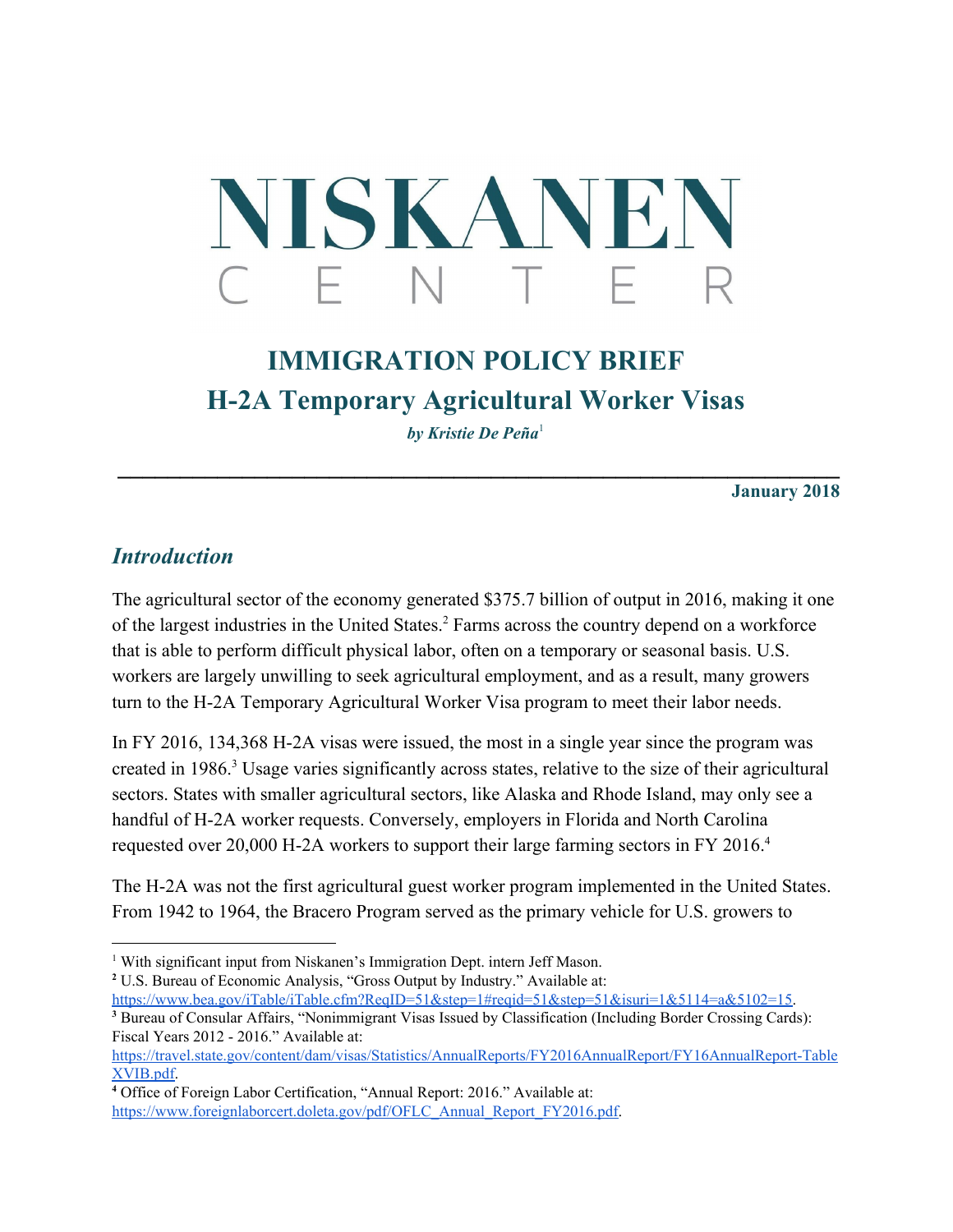# NISKANEN CENTER

## IMMIGRATION POLICY BRIEF
## H-2A Temporary Agricultural Worker Visas

***by Kristie De Peña***[1]

**January 2018**

## *Introduction*

The agricultural sector of the economy generated $375.7 billion of output in 2016, making it one of the largest industries in the United States.[2] Farms across the country depend on a workforce that is able to perform difficult physical labor, often on a temporary or seasonal basis. U.S. workers are largely unwilling to seek agricultural employment, and as a result, many growers turn to the H-2A Temporary Agricultural Worker Visa program to meet their labor needs.

In FY 2016, 134,368 H-2A visas were issued, the most in a single year since the program was created in 1986.[3] Usage varies significantly across states, relative to the size of their agricultural sectors. States with smaller agricultural sectors, like Alaska and Rhode Island, may only see a handful of H-2A worker requests. Conversely, employers in Florida and North Carolina requested over 20,000 H-2A workers to support their large farming sectors in FY 2016.[4]

The H-2A was not the first agricultural guest worker program implemented in the United States. From 1942 to 1964, the Bracero Program served as the primary vehicle for U.S. growers to

---

[1] With significant input from Niskanen's Immigration Dept. intern Jeff Mason.

[2] U.S. Bureau of Economic Analysis, "Gross Output by Industry." Available at: https://www.bea.gov/iTable/iTable.cfm?ReqID=51&step=1#reqid=51&step=51&isuri=1&5114=a&5102=15.

[3] Bureau of Consular Affairs, "Nonimmigrant Visas Issued by Classification (Including Border Crossing Cards): Fiscal Years 2012 - 2016." Available at: https://travel.state.gov/content/dam/visas/Statistics/AnnualReports/FY2016AnnualReport/FY16AnnualReport-TableXVIB.pdf.

[4] Office of Foreign Labor Certification, "Annual Report: 2016." Available at: https://www.foreignlaborcert.doleta.gov/pdf/OFLC_Annual_Report_FY2016.pdf.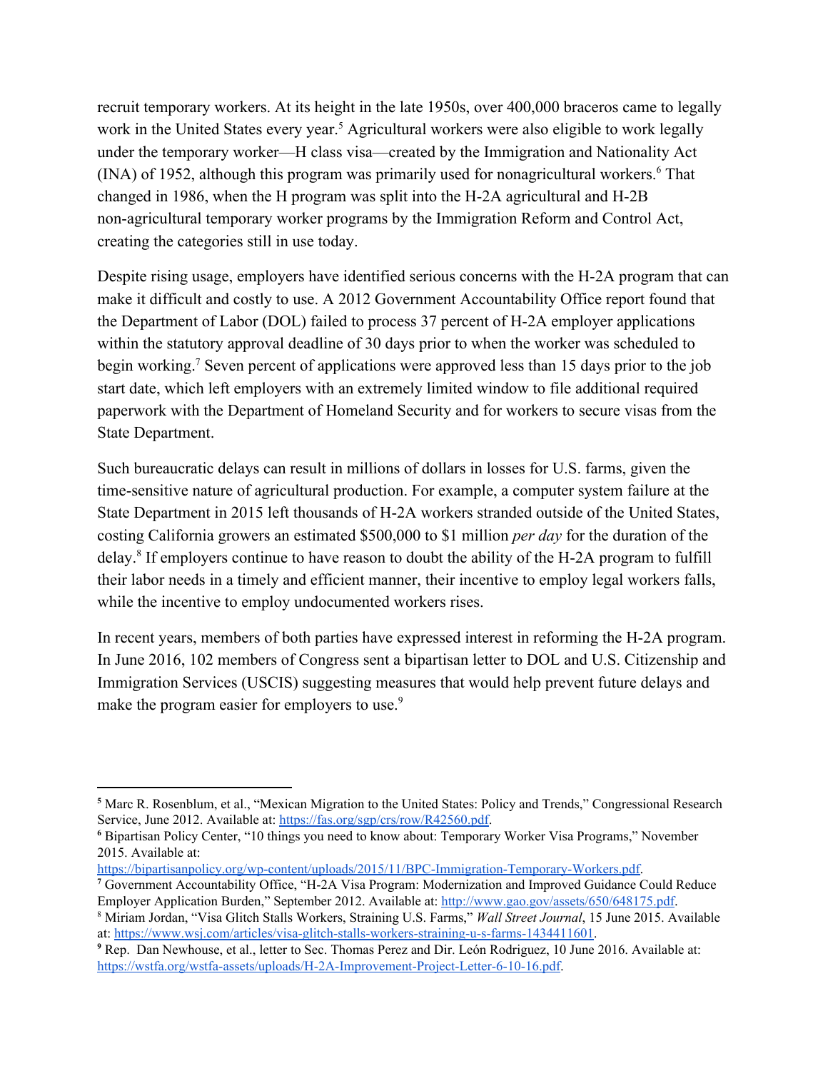recruit temporary workers. At its height in the late 1950s, over 400,000 braceros came to legally work in the United States every year.[5] Agricultural workers were also eligible to work legally under the temporary worker—H class visa—created by the Immigration and Nationality Act (INA) of 1952, although this program was primarily used for nonagricultural workers.[6] That changed in 1986, when the H program was split into the H-2A agricultural and H-2B non-agricultural temporary worker programs by the Immigration Reform and Control Act, creating the categories still in use today.

Despite rising usage, employers have identified serious concerns with the H-2A program that can make it difficult and costly to use. A 2012 Government Accountability Office report found that the Department of Labor (DOL) failed to process 37 percent of H-2A employer applications within the statutory approval deadline of 30 days prior to when the worker was scheduled to begin working.[7] Seven percent of applications were approved less than 15 days prior to the job start date, which left employers with an extremely limited window to file additional required paperwork with the Department of Homeland Security and for workers to secure visas from the State Department.

Such bureaucratic delays can result in millions of dollars in losses for U.S. farms, given the time-sensitive nature of agricultural production. For example, a computer system failure at the State Department in 2015 left thousands of H-2A workers stranded outside of the United States, costing California growers an estimated $500,000 to $1 million *per day* for the duration of the delay.[8] If employers continue to have reason to doubt the ability of the H-2A program to fulfill their labor needs in a timely and efficient manner, their incentive to employ legal workers falls, while the incentive to employ undocumented workers rises.

In recent years, members of both parties have expressed interest in reforming the H-2A program. In June 2016, 102 members of Congress sent a bipartisan letter to DOL and U.S. Citizenship and Immigration Services (USCIS) suggesting measures that would help prevent future delays and make the program easier for employers to use.[9]

---

[5] Marc R. Rosenblum, et al., "Mexican Migration to the United States: Policy and Trends," Congressional Research Service, June 2012. Available at: https://fas.org/sgp/crs/row/R42560.pdf.

[6] Bipartisan Policy Center, "10 things you need to know about: Temporary Worker Visa Programs," November 2015. Available at: https://bipartisanpolicy.org/wp-content/uploads/2015/11/BPC-Immigration-Temporary-Workers.pdf.

[7] Government Accountability Office, "H-2A Visa Program: Modernization and Improved Guidance Could Reduce Employer Application Burden," September 2012. Available at: http://www.gao.gov/assets/650/648175.pdf.

[8] Miriam Jordan, "Visa Glitch Stalls Workers, Straining U.S. Farms," *Wall Street Journal*, 15 June 2015. Available at: https://www.wsj.com/articles/visa-glitch-stalls-workers-straining-u-s-farms-1434411601.

[9] Rep. Dan Newhouse, et al., letter to Sec. Thomas Perez and Dir. León Rodriguez, 10 June 2016. Available at: https://wstfa.org/wstfa-assets/uploads/H-2A-Improvement-Project-Letter-6-10-16.pdf.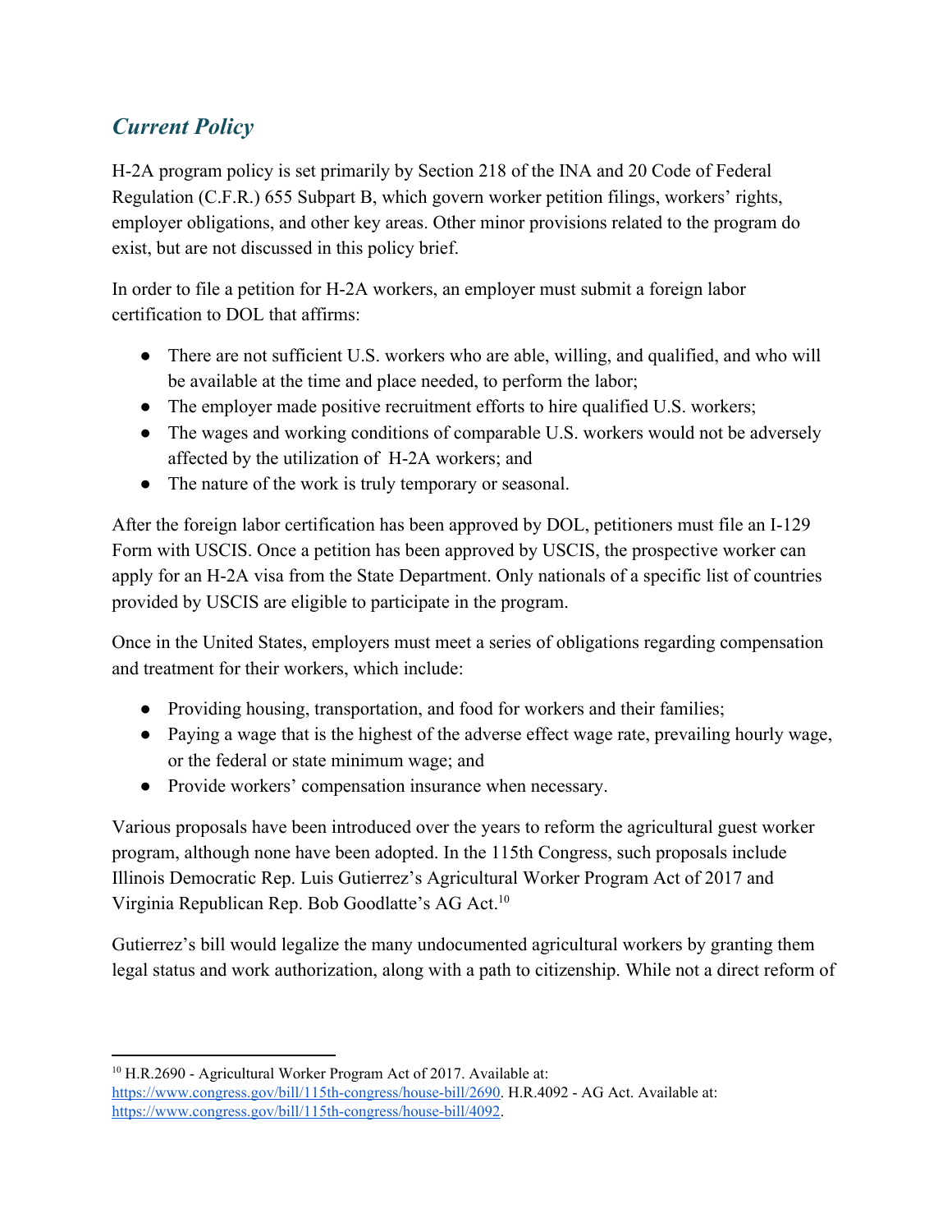## *Current Policy*

H-2A program policy is set primarily by Section 218 of the INA and 20 Code of Federal Regulation (C.F.R.) 655 Subpart B, which govern worker petition filings, workers' rights, employer obligations, and other key areas. Other minor provisions related to the program do exist, but are not discussed in this policy brief.

In order to file a petition for H-2A workers, an employer must submit a foreign labor certification to DOL that affirms:

- There are not sufficient U.S. workers who are able, willing, and qualified, and who will be available at the time and place needed, to perform the labor;
- The employer made positive recruitment efforts to hire qualified U.S. workers;
- The wages and working conditions of comparable U.S. workers would not be adversely affected by the utilization of H-2A workers; and
- The nature of the work is truly temporary or seasonal.

After the foreign labor certification has been approved by DOL, petitioners must file an I-129 Form with USCIS. Once a petition has been approved by USCIS, the prospective worker can apply for an H-2A visa from the State Department. Only nationals of a specific list of countries provided by USCIS are eligible to participate in the program.

Once in the United States, employers must meet a series of obligations regarding compensation and treatment for their workers, which include:

- Providing housing, transportation, and food for workers and their families;
- Paying a wage that is the highest of the adverse effect wage rate, prevailing hourly wage, or the federal or state minimum wage; and
- Provide workers' compensation insurance when necessary.

Various proposals have been introduced over the years to reform the agricultural guest worker program, although none have been adopted. In the 115th Congress, such proposals include Illinois Democratic Rep. Luis Gutierrez's Agricultural Worker Program Act of 2017 and Virginia Republican Rep. Bob Goodlatte's AG Act.[10]

Gutierrez's bill would legalize the many undocumented agricultural workers by granting them legal status and work authorization, along with a path to citizenship. While not a direct reform of

---

[10] H.R.2690 - Agricultural Worker Program Act of 2017. Available at: https://www.congress.gov/bill/115th-congress/house-bill/2690. H.R.4092 - AG Act. Available at: https://www.congress.gov/bill/115th-congress/house-bill/4092.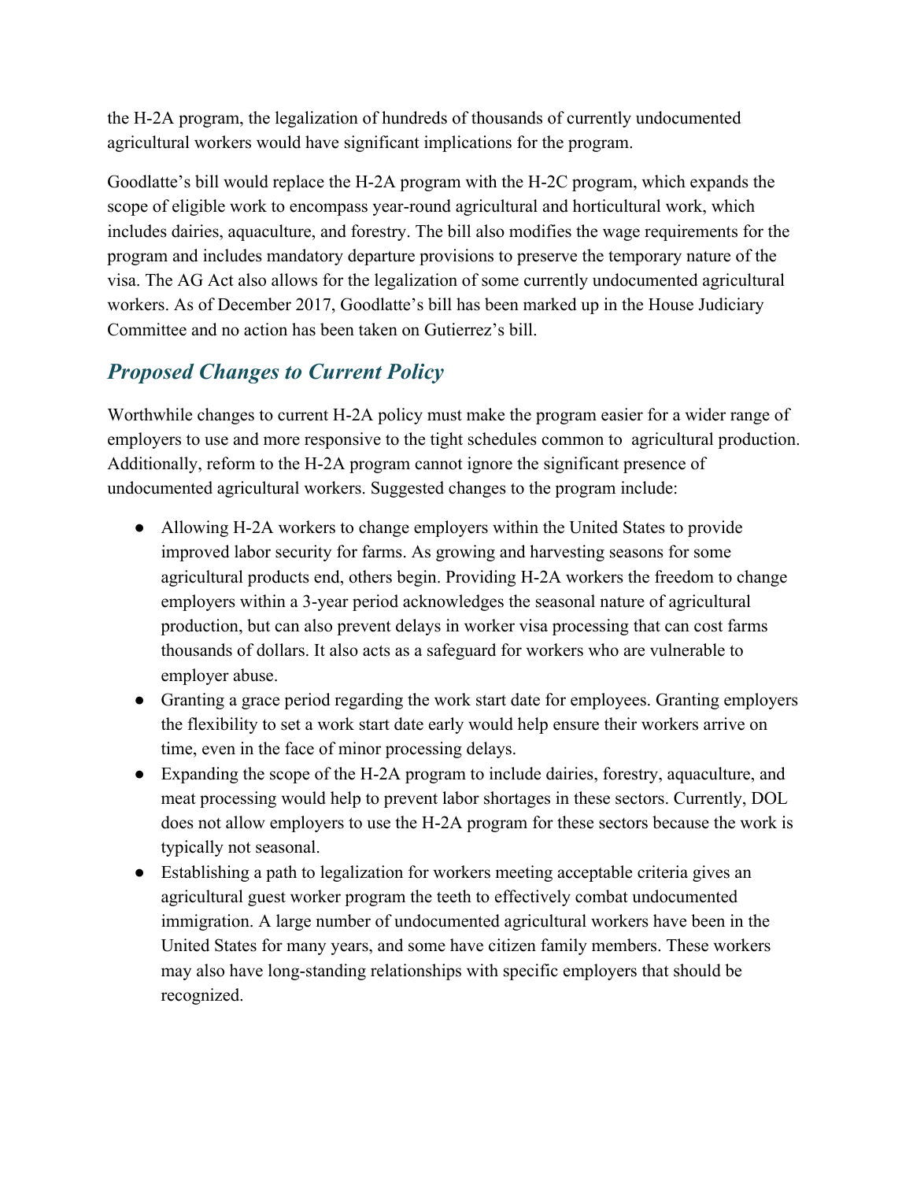the H-2A program, the legalization of hundreds of thousands of currently undocumented agricultural workers would have significant implications for the program.

Goodlatte's bill would replace the H-2A program with the H-2C program, which expands the scope of eligible work to encompass year-round agricultural and horticultural work, which includes dairies, aquaculture, and forestry. The bill also modifies the wage requirements for the program and includes mandatory departure provisions to preserve the temporary nature of the visa. The AG Act also allows for the legalization of some currently undocumented agricultural workers. As of December 2017, Goodlatte's bill has been marked up in the House Judiciary Committee and no action has been taken on Gutierrez's bill.

## *Proposed Changes to Current Policy*

Worthwhile changes to current H-2A policy must make the program easier for a wider range of employers to use and more responsive to the tight schedules common to agricultural production. Additionally, reform to the H-2A program cannot ignore the significant presence of undocumented agricultural workers. Suggested changes to the program include:

- Allowing H-2A workers to change employers within the United States to provide improved labor security for farms. As growing and harvesting seasons for some agricultural products end, others begin. Providing H-2A workers the freedom to change employers within a 3-year period acknowledges the seasonal nature of agricultural production, but can also prevent delays in worker visa processing that can cost farms thousands of dollars. It also acts as a safeguard for workers who are vulnerable to employer abuse.
- Granting a grace period regarding the work start date for employees. Granting employers the flexibility to set a work start date early would help ensure their workers arrive on time, even in the face of minor processing delays.
- Expanding the scope of the H-2A program to include dairies, forestry, aquaculture, and meat processing would help to prevent labor shortages in these sectors. Currently, DOL does not allow employers to use the H-2A program for these sectors because the work is typically not seasonal.
- Establishing a path to legalization for workers meeting acceptable criteria gives an agricultural guest worker program the teeth to effectively combat undocumented immigration. A large number of undocumented agricultural workers have been in the United States for many years, and some have citizen family members. These workers may also have long-standing relationships with specific employers that should be recognized.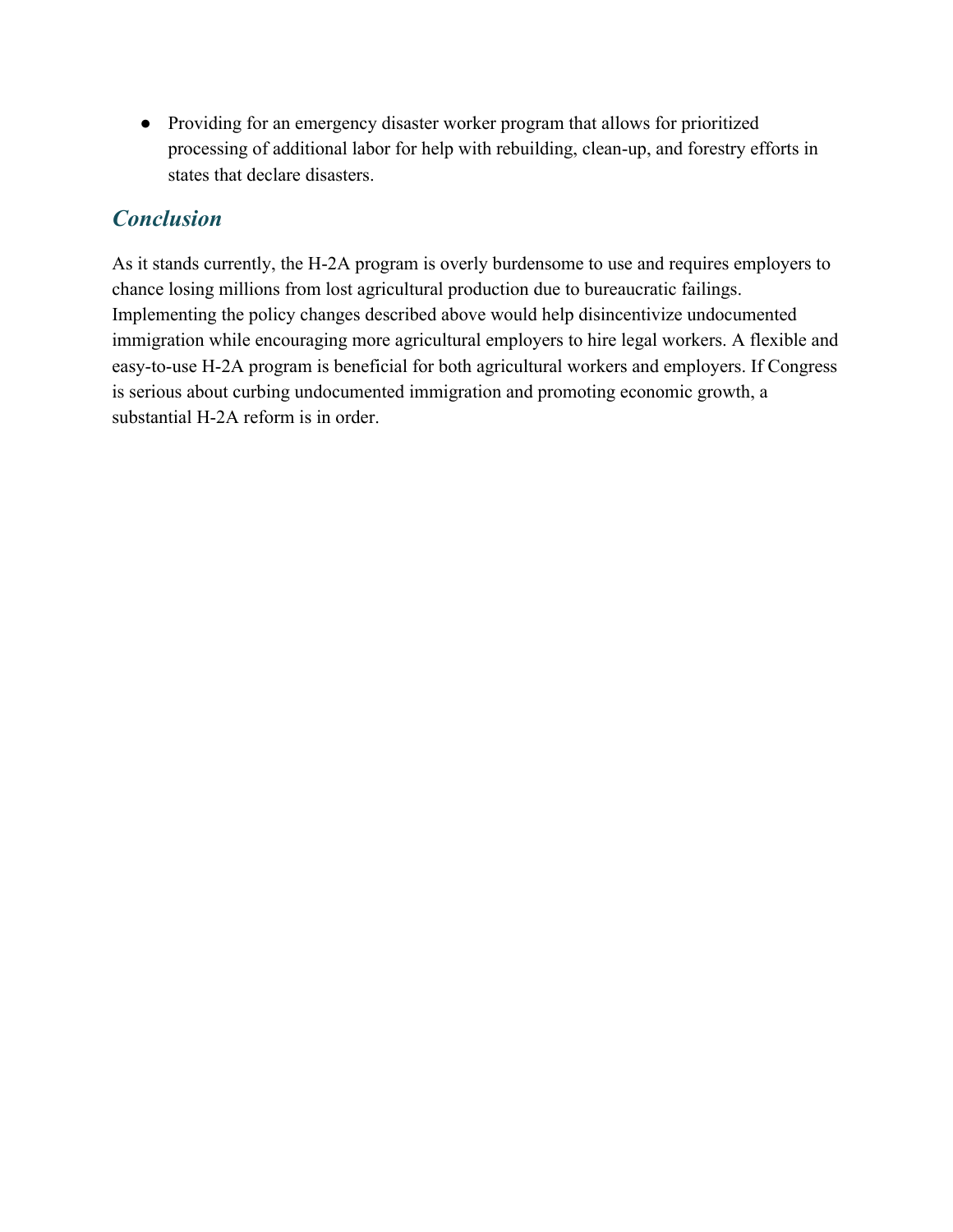- Providing for an emergency disaster worker program that allows for prioritized processing of additional labor for help with rebuilding, clean-up, and forestry efforts in states that declare disasters.

## *Conclusion*

As it stands currently, the H-2A program is overly burdensome to use and requires employers to chance losing millions from lost agricultural production due to bureaucratic failings. Implementing the policy changes described above would help disincentivize undocumented immigration while encouraging more agricultural employers to hire legal workers. A flexible and easy-to-use H-2A program is beneficial for both agricultural workers and employers. If Congress is serious about curbing undocumented immigration and promoting economic growth, a substantial H-2A reform is in order.